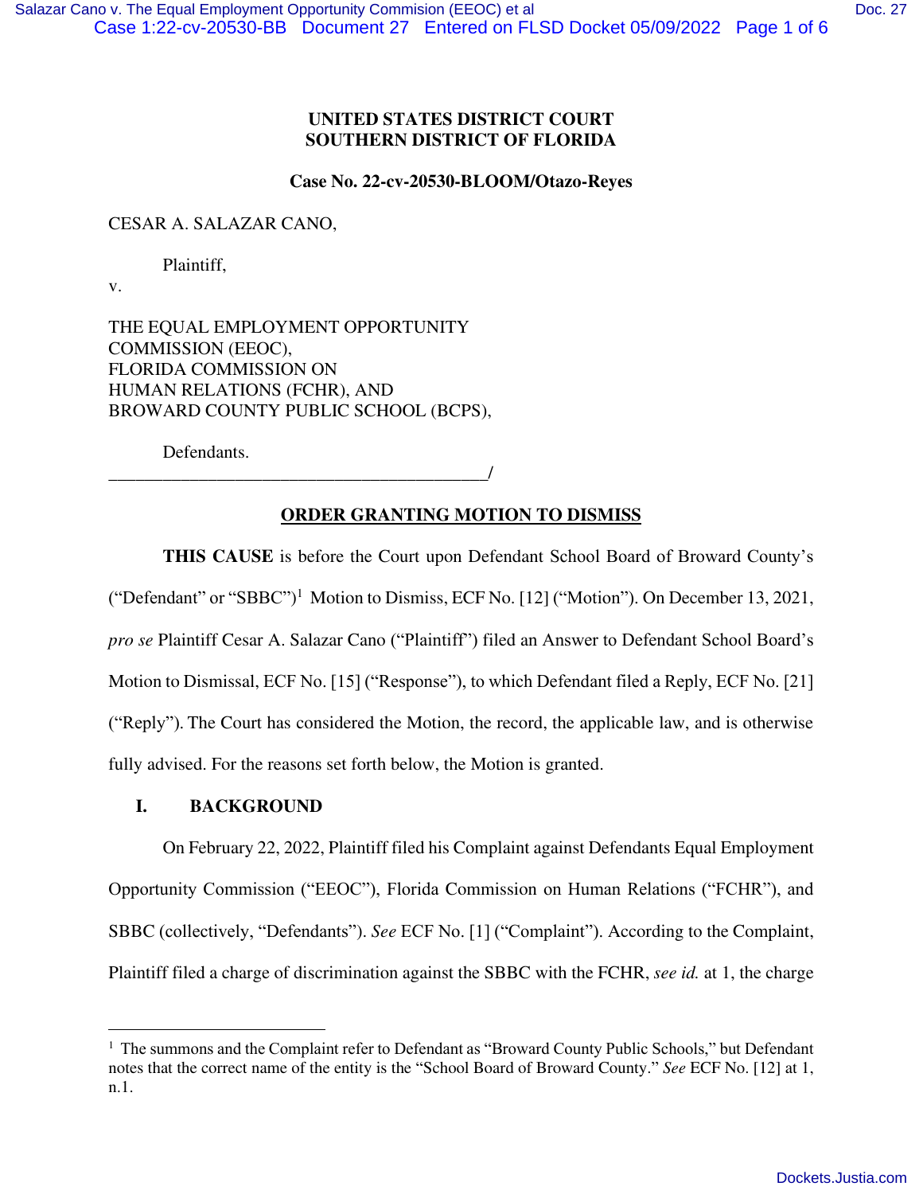**UNITED STATES DISTRICT COURT**
**SOUTHERN DISTRICT OF FLORIDA**

**Case No. 22-cv-20530-BLOOM/Otazo-Reyes**

CESAR A. SALAZAR CANO,

Plaintiff,

v.

THE EQUAL EMPLOYMENT OPPORTUNITY COMMISSION (EEOC),
FLORIDA COMMISSION ON HUMAN RELATIONS (FCHR), AND
BROWARD COUNTY PUBLIC SCHOOL (BCPS),

Defendants.
\_\_\_\_\_\_\_\_\_\_\_\_\_\_\_\_\_\_\_\_\_\_\_\_\_\_\_\_\_\_\_\_\_\_\_\_\_\_\_\_\_\_\_\_/

**ORDER GRANTING MOTION TO DISMISS**

**THIS CAUSE** is before the Court upon Defendant School Board of Broward County's ("Defendant" or "SBBC")[1] Motion to Dismiss, ECF No. [12] ("Motion"). On December 13, 2021, *pro se* Plaintiff Cesar A. Salazar Cano ("Plaintiff") filed an Answer to Defendant School Board's Motion to Dismissal, ECF No. [15] ("Response"), to which Defendant filed a Reply, ECF No. [21] ("Reply"). The Court has considered the Motion, the record, the applicable law, and is otherwise fully advised. For the reasons set forth below, the Motion is granted.

## I. BACKGROUND

On February 22, 2022, Plaintiff filed his Complaint against Defendants Equal Employment Opportunity Commission ("EEOC"), Florida Commission on Human Relations ("FCHR"), and SBBC (collectively, "Defendants"). *See* ECF No. [1] ("Complaint"). According to the Complaint, Plaintiff filed a charge of discrimination against the SBBC with the FCHR, *see id.* at 1, the charge

---

[1] The summons and the Complaint refer to Defendant as "Broward County Public Schools," but Defendant notes that the correct name of the entity is the "School Board of Broward County." *See* ECF No. [12] at 1, n.1.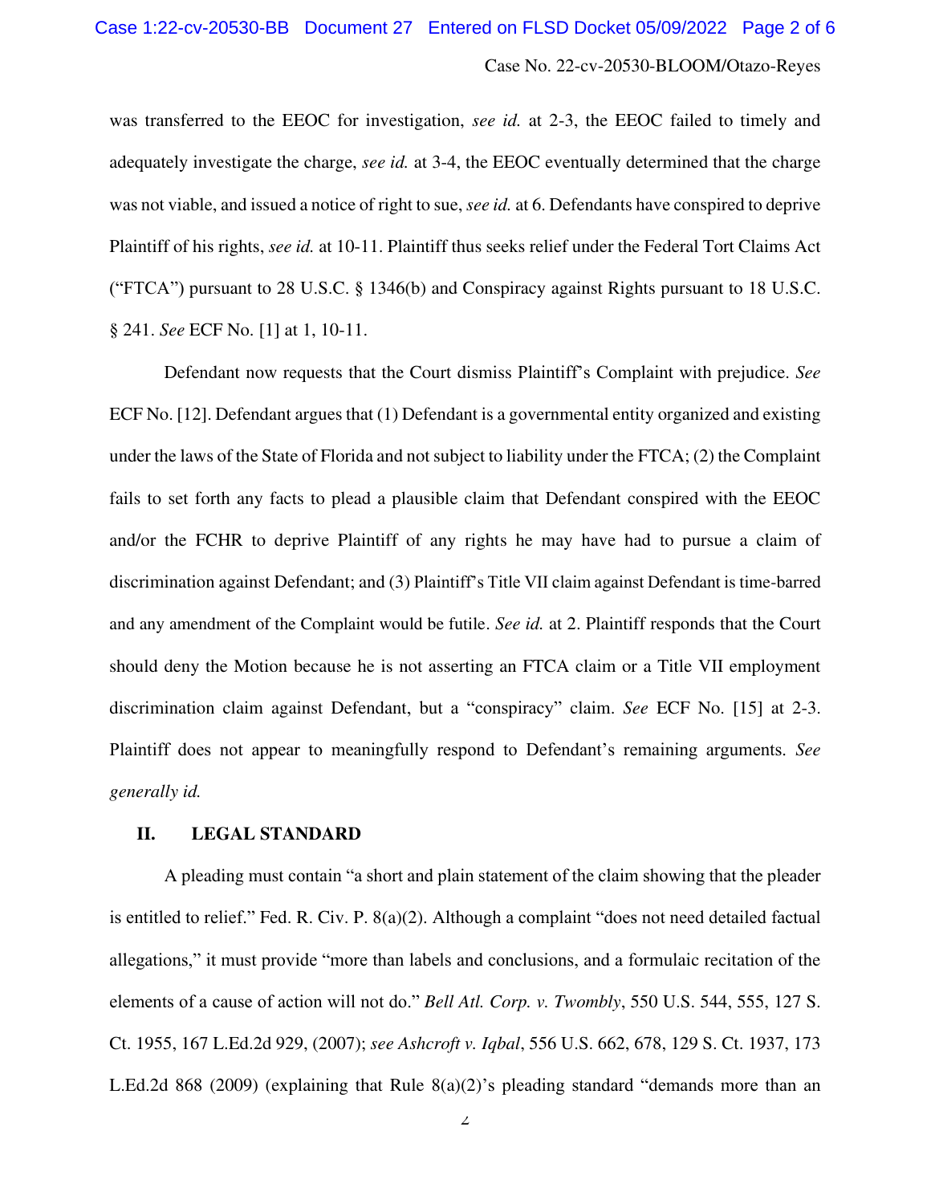was transferred to the EEOC for investigation, *see id.* at 2-3, the EEOC failed to timely and adequately investigate the charge, *see id.* at 3-4, the EEOC eventually determined that the charge was not viable, and issued a notice of right to sue, *see id.* at 6. Defendants have conspired to deprive Plaintiff of his rights, *see id.* at 10-11. Plaintiff thus seeks relief under the Federal Tort Claims Act ("FTCA") pursuant to 28 U.S.C. § 1346(b) and Conspiracy against Rights pursuant to 18 U.S.C. § 241. *See* ECF No. [1] at 1, 10-11.

Defendant now requests that the Court dismiss Plaintiff's Complaint with prejudice. *See* ECF No. [12]. Defendant argues that (1) Defendant is a governmental entity organized and existing under the laws of the State of Florida and not subject to liability under the FTCA; (2) the Complaint fails to set forth any facts to plead a plausible claim that Defendant conspired with the EEOC and/or the FCHR to deprive Plaintiff of any rights he may have had to pursue a claim of discrimination against Defendant; and (3) Plaintiff's Title VII claim against Defendant is time-barred and any amendment of the Complaint would be futile. *See id.* at 2. Plaintiff responds that the Court should deny the Motion because he is not asserting an FTCA claim or a Title VII employment discrimination claim against Defendant, but a "conspiracy" claim. *See* ECF No. [15] at 2-3. Plaintiff does not appear to meaningfully respond to Defendant's remaining arguments. *See generally id.*

## II. LEGAL STANDARD

A pleading must contain "a short and plain statement of the claim showing that the pleader is entitled to relief." Fed. R. Civ. P. 8(a)(2). Although a complaint "does not need detailed factual allegations," it must provide "more than labels and conclusions, and a formulaic recitation of the elements of a cause of action will not do." *Bell Atl. Corp. v. Twombly*, 550 U.S. 544, 555, 127 S. Ct. 1955, 167 L.Ed.2d 929, (2007); *see Ashcroft v. Iqbal*, 556 U.S. 662, 678, 129 S. Ct. 1937, 173 L.Ed.2d 868 (2009) (explaining that Rule 8(a)(2)'s pleading standard "demands more than an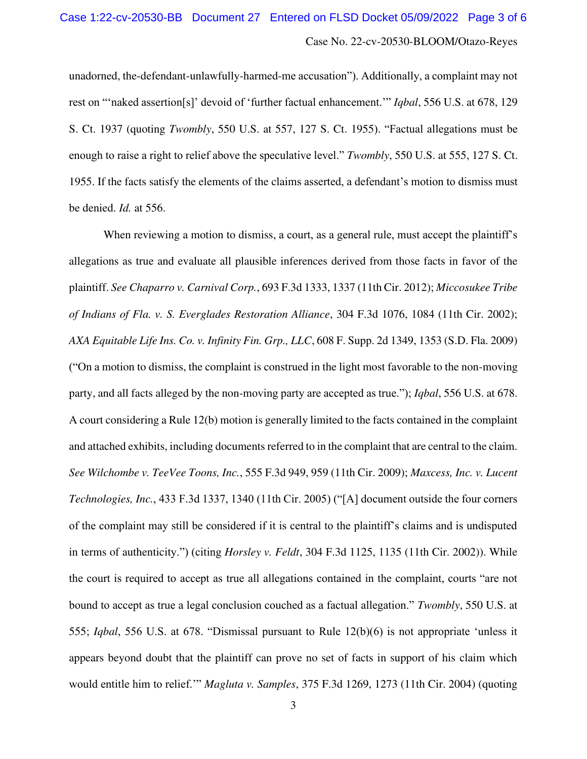unadorned, the-defendant-unlawfully-harmed-me accusation"). Additionally, a complaint may not rest on "'naked assertion[s]' devoid of 'further factual enhancement.'" *Iqbal*, 556 U.S. at 678, 129 S. Ct. 1937 (quoting *Twombly*, 550 U.S. at 557, 127 S. Ct. 1955). "Factual allegations must be enough to raise a right to relief above the speculative level." *Twombly*, 550 U.S. at 555, 127 S. Ct. 1955. If the facts satisfy the elements of the claims asserted, a defendant's motion to dismiss must be denied. *Id.* at 556.

When reviewing a motion to dismiss, a court, as a general rule, must accept the plaintiff's allegations as true and evaluate all plausible inferences derived from those facts in favor of the plaintiff. *See Chaparro v. Carnival Corp.*, 693 F.3d 1333, 1337 (11th Cir. 2012); *Miccosukee Tribe of Indians of Fla. v. S. Everglades Restoration Alliance*, 304 F.3d 1076, 1084 (11th Cir. 2002); *AXA Equitable Life Ins. Co. v. Infinity Fin. Grp., LLC*, 608 F. Supp. 2d 1349, 1353 (S.D. Fla. 2009) ("On a motion to dismiss, the complaint is construed in the light most favorable to the non-moving party, and all facts alleged by the non-moving party are accepted as true."); *Iqbal*, 556 U.S. at 678. A court considering a Rule 12(b) motion is generally limited to the facts contained in the complaint and attached exhibits, including documents referred to in the complaint that are central to the claim. *See Wilchombe v. TeeVee Toons, Inc.*, 555 F.3d 949, 959 (11th Cir. 2009); *Maxcess, Inc. v. Lucent Technologies, Inc.*, 433 F.3d 1337, 1340 (11th Cir. 2005) ("[A] document outside the four corners of the complaint may still be considered if it is central to the plaintiff's claims and is undisputed in terms of authenticity.") (citing *Horsley v. Feldt*, 304 F.3d 1125, 1135 (11th Cir. 2002)). While the court is required to accept as true all allegations contained in the complaint, courts "are not bound to accept as true a legal conclusion couched as a factual allegation." *Twombly*, 550 U.S. at 555; *Iqbal*, 556 U.S. at 678. "Dismissal pursuant to Rule 12(b)(6) is not appropriate 'unless it appears beyond doubt that the plaintiff can prove no set of facts in support of his claim which would entitle him to relief.'" *Magluta v. Samples*, 375 F.3d 1269, 1273 (11th Cir. 2004) (quoting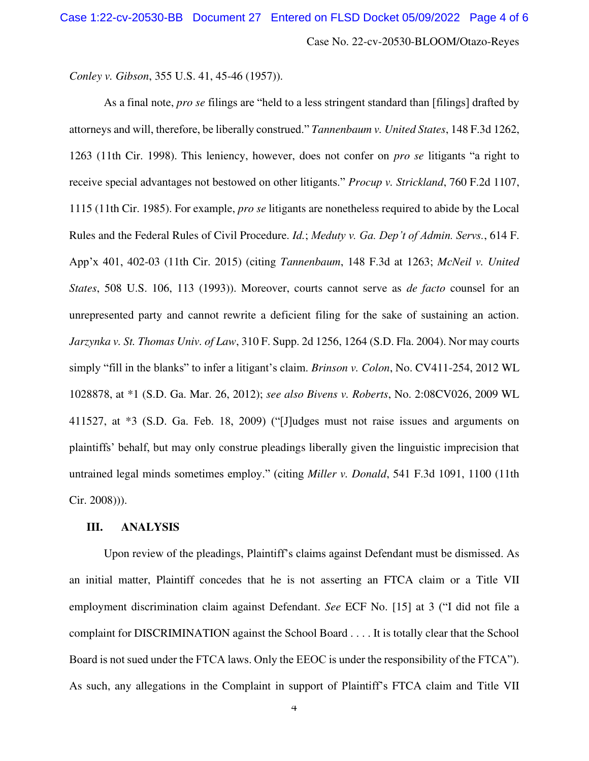*Conley v. Gibson*, 355 U.S. 41, 45-46 (1957)).

As a final note, *pro se* filings are "held to a less stringent standard than [filings] drafted by attorneys and will, therefore, be liberally construed." *Tannenbaum v. United States*, 148 F.3d 1262, 1263 (11th Cir. 1998). This leniency, however, does not confer on *pro se* litigants "a right to receive special advantages not bestowed on other litigants." *Procup v. Strickland*, 760 F.2d 1107, 1115 (11th Cir. 1985). For example, *pro se* litigants are nonetheless required to abide by the Local Rules and the Federal Rules of Civil Procedure. *Id.*; *Meduty v. Ga. Dep't of Admin. Servs.*, 614 F. App'x 401, 402-03 (11th Cir. 2015) (citing *Tannenbaum*, 148 F.3d at 1263; *McNeil v. United States*, 508 U.S. 106, 113 (1993)). Moreover, courts cannot serve as *de facto* counsel for an unrepresented party and cannot rewrite a deficient filing for the sake of sustaining an action. *Jarzynka v. St. Thomas Univ. of Law*, 310 F. Supp. 2d 1256, 1264 (S.D. Fla. 2004). Nor may courts simply "fill in the blanks" to infer a litigant's claim. *Brinson v. Colon*, No. CV411-254, 2012 WL 1028878, at *1 (S.D. Ga. Mar. 26, 2012); *see also Bivens v. Roberts*, No. 2:08CV026, 2009 WL 411527, at *3 (S.D. Ga. Feb. 18, 2009) ("[J]udges must not raise issues and arguments on plaintiffs' behalf, but may only construe pleadings liberally given the linguistic imprecision that untrained legal minds sometimes employ." (citing *Miller v. Donald*, 541 F.3d 1091, 1100 (11th Cir. 2008))).

## III. ANALYSIS

Upon review of the pleadings, Plaintiff's claims against Defendant must be dismissed. As an initial matter, Plaintiff concedes that he is not asserting an FTCA claim or a Title VII employment discrimination claim against Defendant. *See* ECF No. [15] at 3 ("I did not file a complaint for DISCRIMINATION against the School Board . . . . It is totally clear that the School Board is not sued under the FTCA laws. Only the EEOC is under the responsibility of the FTCA"). As such, any allegations in the Complaint in support of Plaintiff's FTCA claim and Title VII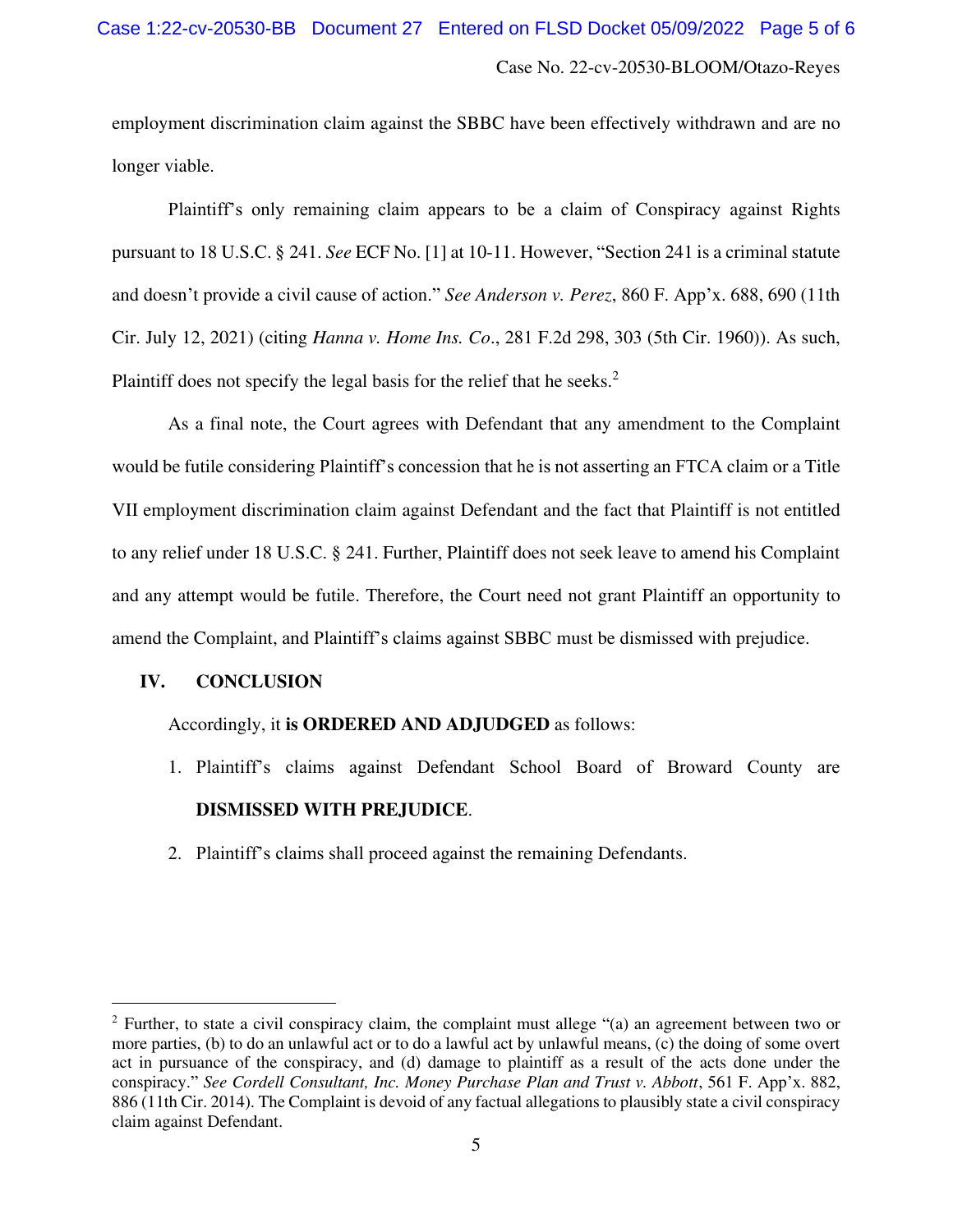employment discrimination claim against the SBBC have been effectively withdrawn and are no longer viable.

Plaintiff's only remaining claim appears to be a claim of Conspiracy against Rights pursuant to 18 U.S.C. § 241. *See* ECF No. [1] at 10-11. However, "Section 241 is a criminal statute and doesn't provide a civil cause of action." *See Anderson v. Perez*, 860 F. App'x. 688, 690 (11th Cir. July 12, 2021) (citing *Hanna v. Home Ins. Co*., 281 F.2d 298, 303 (5th Cir. 1960)). As such, Plaintiff does not specify the legal basis for the relief that he seeks.[2]

As a final note, the Court agrees with Defendant that any amendment to the Complaint would be futile considering Plaintiff's concession that he is not asserting an FTCA claim or a Title VII employment discrimination claim against Defendant and the fact that Plaintiff is not entitled to any relief under 18 U.S.C. § 241. Further, Plaintiff does not seek leave to amend his Complaint and any attempt would be futile. Therefore, the Court need not grant Plaintiff an opportunity to amend the Complaint, and Plaintiff's claims against SBBC must be dismissed with prejudice.

## IV. CONCLUSION

Accordingly, it **is ORDERED AND ADJUDGED** as follows:

1. Plaintiff's claims against Defendant School Board of Broward County are **DISMISSED WITH PREJUDICE**.
2. Plaintiff's claims shall proceed against the remaining Defendants.

---

[2] Further, to state a civil conspiracy claim, the complaint must allege "(a) an agreement between two or more parties, (b) to do an unlawful act or to do a lawful act by unlawful means, (c) the doing of some overt act in pursuance of the conspiracy, and (d) damage to plaintiff as a result of the acts done under the conspiracy." *See Cordell Consultant, Inc. Money Purchase Plan and Trust v. Abbott*, 561 F. App'x. 882, 886 (11th Cir. 2014). The Complaint is devoid of any factual allegations to plausibly state a civil conspiracy claim against Defendant.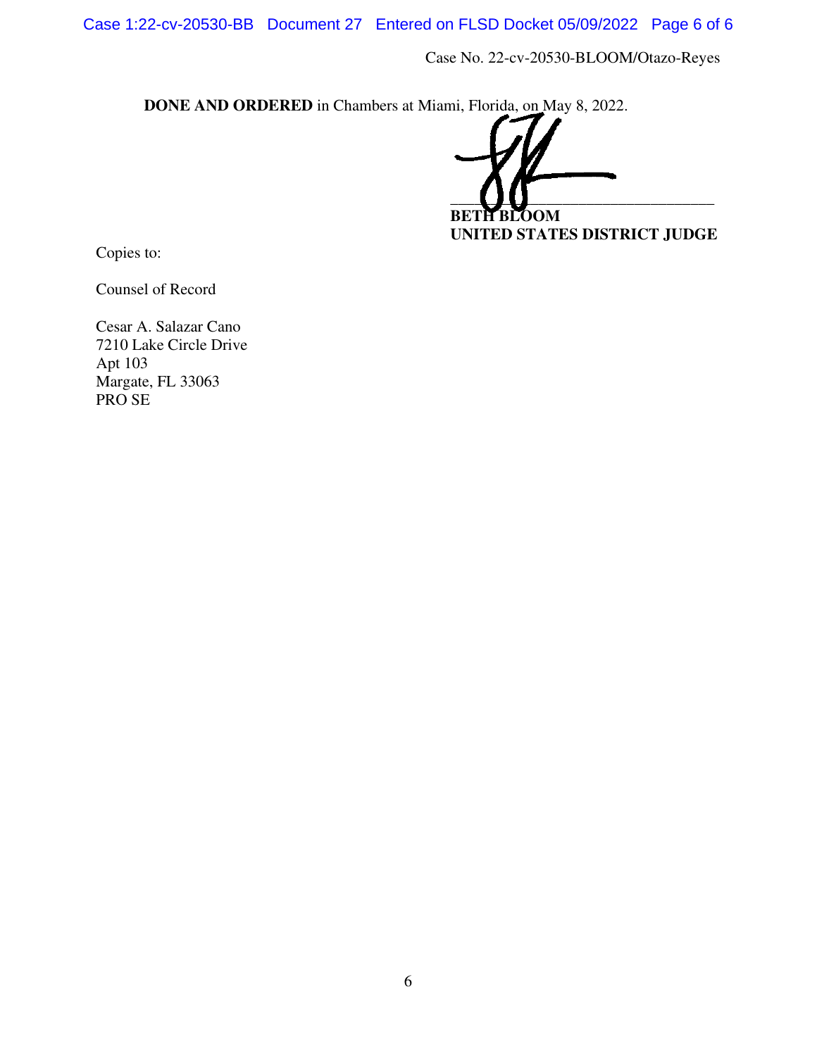**DONE AND ORDERED** in Chambers at Miami, Florida, on May 8, 2022.

_________________________________
**BETH BLOOM**
**UNITED STATES DISTRICT JUDGE**

Copies to:

Counsel of Record

Cesar A. Salazar Cano
7210 Lake Circle Drive
Apt 103
Margate, FL 33063
PRO SE